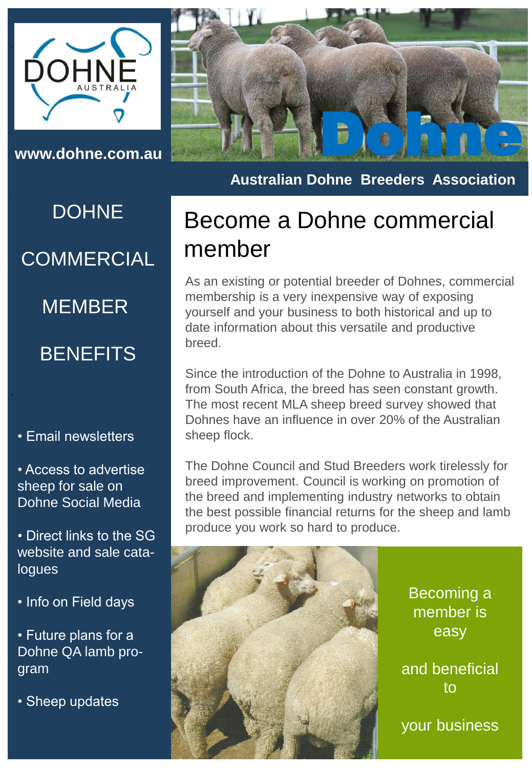DOHNE AUSTRALIA

www.dohne.com.au

Dohne

**Australian Dohne Breeders Association**

## DOHNE COMMERCIAL MEMBER BENEFITS

- Email newsletters
- Access to advertise sheep for sale on Dohne Social Media
- Direct links to the SG website and sale catalogues
- Info on Field days
- Future plans for a Dohne QA lamb program
- Sheep updates

# Become a Dohne commercial member

As an existing or potential breeder of Dohnes, commercial membership is a very inexpensive way of exposing yourself and your business to both historical and up to date information about this versatile and productive breed.

Since the introduction of the Dohne to Australia in 1998, from South Africa, the breed has seen constant growth. The most recent MLA sheep breed survey showed that Dohnes have an influence in over 20% of the Australian sheep flock.

The Dohne Council and Stud Breeders work tirelessly for breed improvement. Council is working on promotion of the breed and implementing industry networks to obtain the best possible financial returns for the sheep and lamb produce you work so hard to produce.

Becoming a member is easy

and beneficial to

your business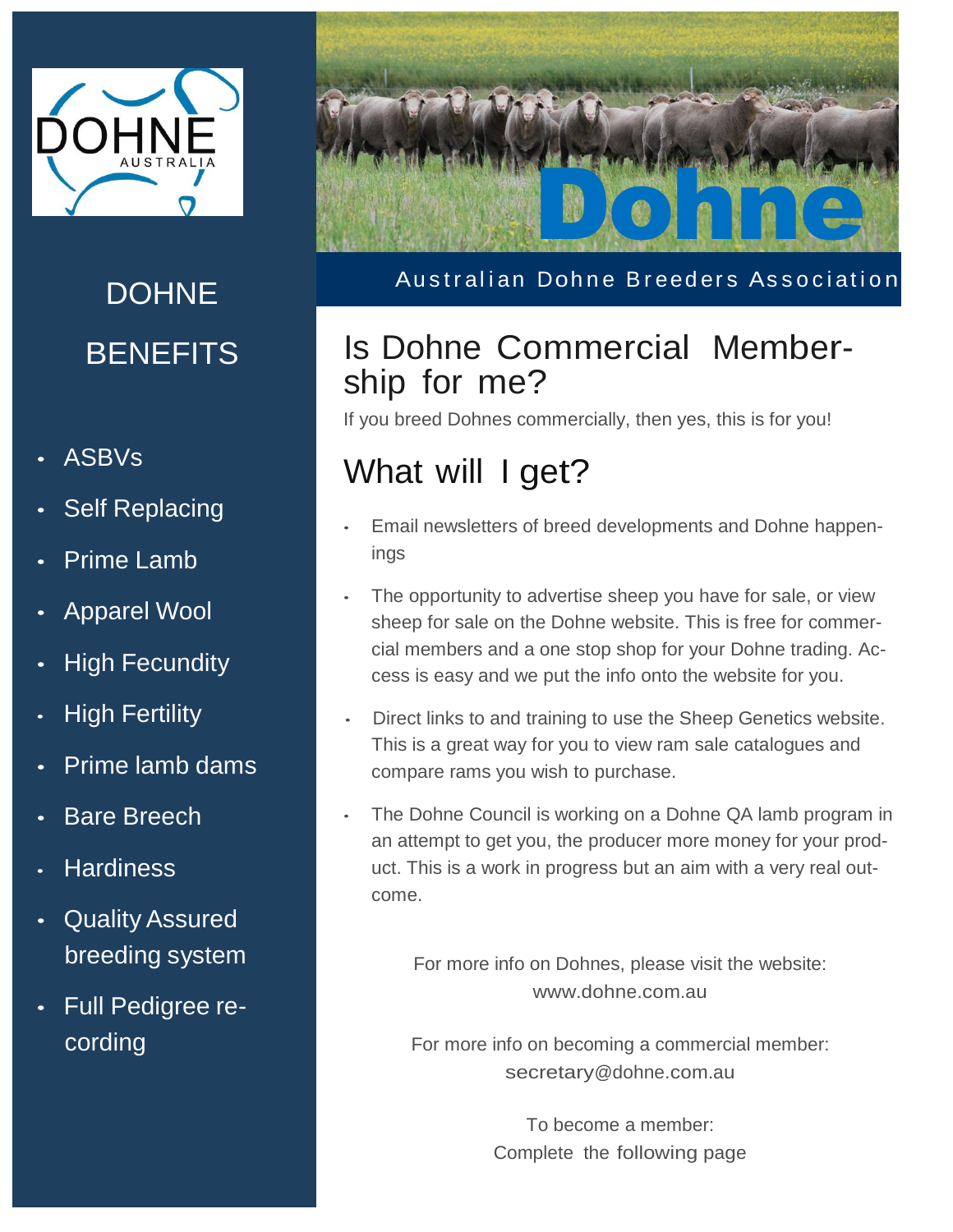# DOHNE BENEFITS

- ASBVs
- Self Replacing
- Prime Lamb
- Apparel Wool
- High Fecundity
- High Fertility
- Prime lamb dams
- Bare Breech
- Hardiness
- Quality Assured breeding system
- Full Pedigree recording

Dohne

Australian Dohne Breeders Association

## Is Dohne Commercial Membership for me?

If you breed Dohnes commercially, then yes, this is for you!

## What will I get?

- Email newsletters of breed developments and Dohne happenings
- The opportunity to advertise sheep you have for sale, or view sheep for sale on the Dohne website. This is free for commercial members and a one stop shop for your Dohne trading. Access is easy and we put the info onto the website for you.
- Direct links to and training to use the Sheep Genetics website. This is a great way for you to view ram sale catalogues and compare rams you wish to purchase.
- The Dohne Council is working on a Dohne QA lamb program in an attempt to get you, the producer more money for your product. This is a work in progress but an aim with a very real outcome.

For more info on Dohnes, please visit the website:
www.dohne.com.au

For more info on becoming a commercial member:
secretary@dohne.com.au

To become a member:
Complete the following page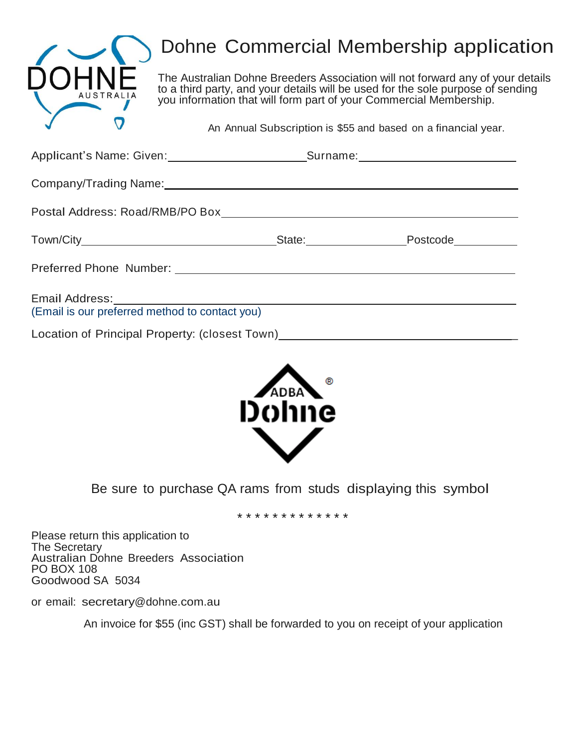# Dohne Commercial Membership application

The Australian Dohne Breeders Association will not forward any of your details to a third party, and your details will be used for the sole purpose of sending you information that will form part of your Commercial Membership.

An Annual Subscription is $55 and based on a financial year.

Applicant's Name: Given:______________________Surname:________________________

Company/Trading Name:_____________________________________________________

Postal Address: Road/RMB/PO Box_____________________________________________

Town/City______________________________State:_______________Postcode__________

Preferred Phone Number: ____________________________________________________

Email Address:____________________________________________________________
(Email is our preferred method to contact you)

Location of Principal Property: (closest Town)_________________________________

Be sure to purchase QA rams from studs displaying this symbol

\* \* \* \* \* \* \* \* \* \* \* \* \*

Please return this application to
The Secretary
Australian Dohne Breeders Association
PO BOX 108
Goodwood SA 5034

or email: secretary@dohne.com.au

An invoice for $55 (inc GST) shall be forwarded to you on receipt of your application